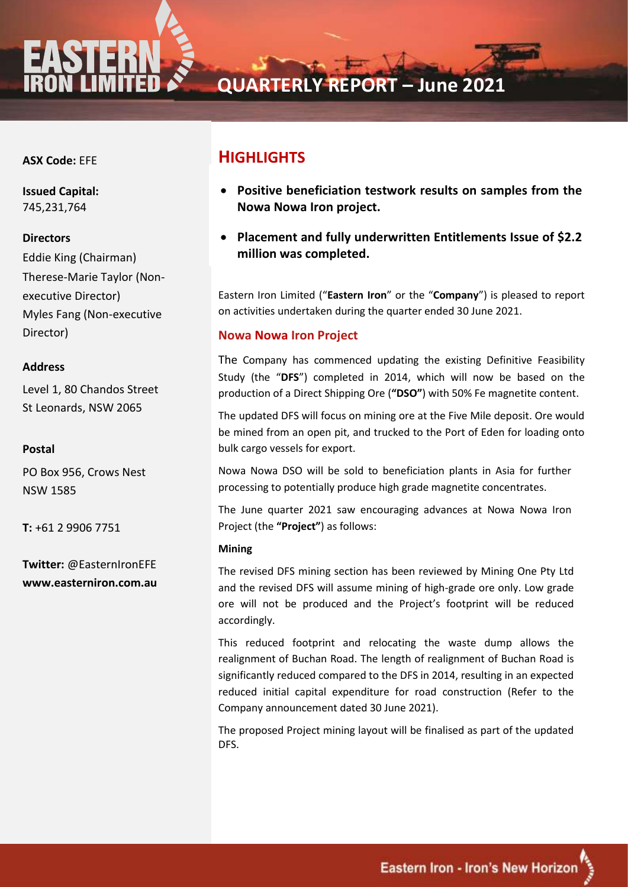# QUARTERLY REPORT – June 2021

**ASX Code:** EFE

**Issued Capital:**
745,231,764

**Directors**

Eddie King (Chairman)
Therese-Marie Taylor (Non-executive Director)
Myles Fang (Non-executive Director)

**Address**

Level 1, 80 Chandos Street
St Leonards, NSW 2065

**Postal**

PO Box 956, Crows Nest
NSW 1585

**T:** +61 2 9906 7751

**Twitter:** @EasternIronEFE
**www.easterniron.com.au**

## HIGHLIGHTS

- **Positive beneficiation testwork results on samples from the Nowa Nowa Iron project.**
- **Placement and fully underwritten Entitlements Issue of $2.2 million was completed.**

Eastern Iron Limited ("**Eastern Iron**" or the "**Company**") is pleased to report on activities undertaken during the quarter ended 30 June 2021.

### Nowa Nowa Iron Project

The Company has commenced updating the existing Definitive Feasibility Study (the "**DFS**") completed in 2014, which will now be based on the production of a Direct Shipping Ore (**"DSO"**) with 50% Fe magnetite content.

The updated DFS will focus on mining ore at the Five Mile deposit. Ore would be mined from an open pit, and trucked to the Port of Eden for loading onto bulk cargo vessels for export.

Nowa Nowa DSO will be sold to beneficiation plants in Asia for further processing to potentially produce high grade magnetite concentrates.

The June quarter 2021 saw encouraging advances at Nowa Nowa Iron Project (the **"Project"**) as follows:

**Mining**

The revised DFS mining section has been reviewed by Mining One Pty Ltd and the revised DFS will assume mining of high-grade ore only. Low grade ore will not be produced and the Project's footprint will be reduced accordingly.

This reduced footprint and relocating the waste dump allows the realignment of Buchan Road. The length of realignment of Buchan Road is significantly reduced compared to the DFS in 2014, resulting in an expected reduced initial capital expenditure for road construction (Refer to the Company announcement dated 30 June 2021).

The proposed Project mining layout will be finalised as part of the updated DFS.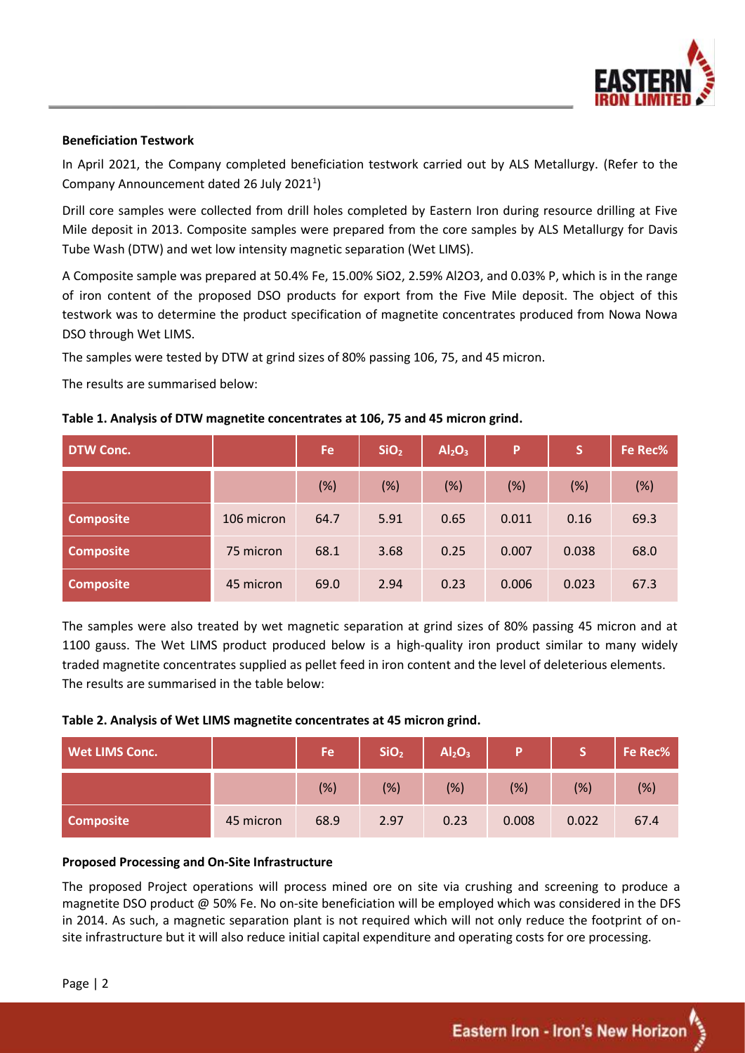### Beneficiation Testwork

In April 2021, the Company completed beneficiation testwork carried out by ALS Metallurgy. (Refer to the Company Announcement dated 26 July 2021[1])

Drill core samples were collected from drill holes completed by Eastern Iron during resource drilling at Five Mile deposit in 2013. Composite samples were prepared from the core samples by ALS Metallurgy for Davis Tube Wash (DTW) and wet low intensity magnetic separation (Wet LIMS).

A Composite sample was prepared at 50.4% Fe, 15.00% SiO2, 2.59% Al2O3, and 0.03% P, which is in the range of iron content of the proposed DSO products for export from the Five Mile deposit. The object of this testwork was to determine the product specification of magnetite concentrates produced from Nowa Nowa DSO through Wet LIMS.

The samples were tested by DTW at grind sizes of 80% passing 106, 75, and 45 micron.

The results are summarised below:

**Table 1. Analysis of DTW magnetite concentrates at 106, 75 and 45 micron grind.**

| DTW Conc. | | Fe | $SiO_2$ | $Al_2O_3$ | P | S | Fe Rec% |
|---|---|---|---|---|---|---|---|
| | | (%) | (%) | (%) | (%) | (%) | (%) |
| Composite | 106 micron | 64.7 | 5.91 | 0.65 | 0.011 | 0.16 | 69.3 |
| Composite | 75 micron | 68.1 | 3.68 | 0.25 | 0.007 | 0.038 | 68.0 |
| Composite | 45 micron | 69.0 | 2.94 | 0.23 | 0.006 | 0.023 | 67.3 |

The samples were also treated by wet magnetic separation at grind sizes of 80% passing 45 micron and at 1100 gauss. The Wet LIMS product produced below is a high-quality iron product similar to many widely traded magnetite concentrates supplied as pellet feed in iron content and the level of deleterious elements. The results are summarised in the table below:

**Table 2. Analysis of Wet LIMS magnetite concentrates at 45 micron grind.**

| Wet LIMS Conc. | | Fe | $SiO_2$ | $Al_2O_3$ | P | S | Fe Rec% |
|---|---|---|---|---|---|---|---|
| | | (%) | (%) | (%) | (%) | (%) | (%) |
| Composite | 45 micron | 68.9 | 2.97 | 0.23 | 0.008 | 0.022 | 67.4 |

### Proposed Processing and On-Site Infrastructure

The proposed Project operations will process mined ore on site via crushing and screening to produce a magnetite DSO product @ 50% Fe. No on-site beneficiation will be employed which was considered in the DFS in 2014. As such, a magnetic separation plant is not required which will not only reduce the footprint of on-site infrastructure but it will also reduce initial capital expenditure and operating costs for ore processing.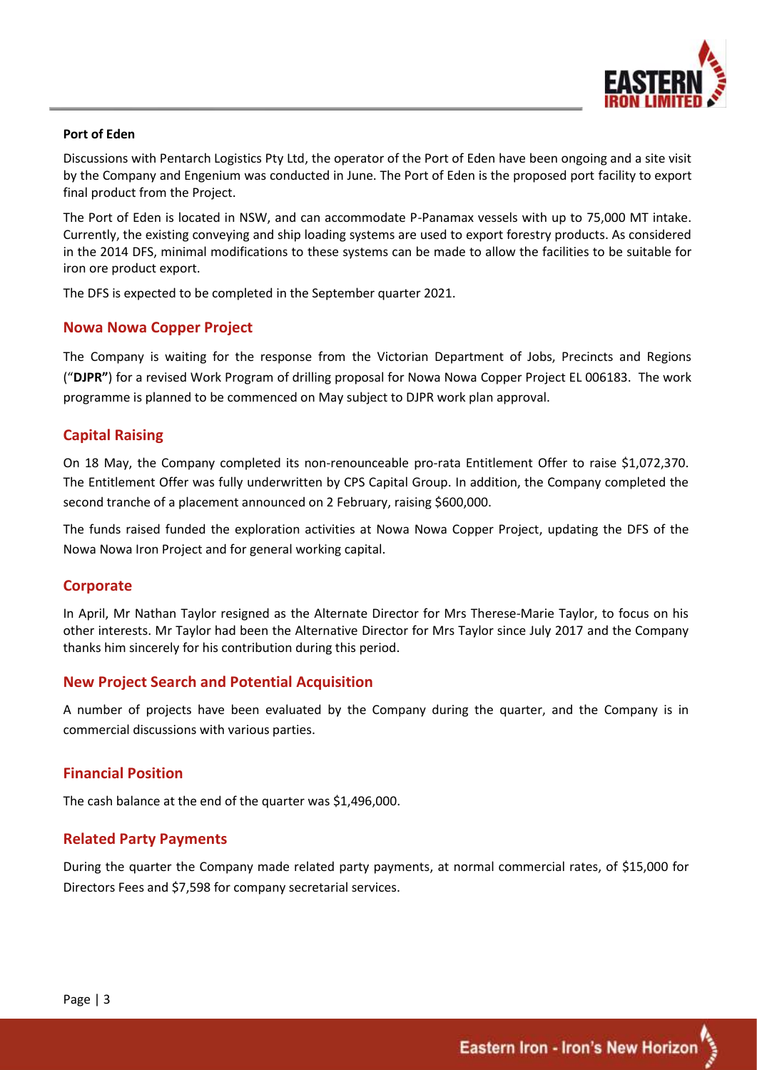**Port of Eden**

Discussions with Pentarch Logistics Pty Ltd, the operator of the Port of Eden have been ongoing and a site visit by the Company and Engenium was conducted in June. The Port of Eden is the proposed port facility to export final product from the Project.

The Port of Eden is located in NSW, and can accommodate P-Panamax vessels with up to 75,000 MT intake. Currently, the existing conveying and ship loading systems are used to export forestry products. As considered in the 2014 DFS, minimal modifications to these systems can be made to allow the facilities to be suitable for iron ore product export.

The DFS is expected to be completed in the September quarter 2021.

## Nowa Nowa Copper Project

The Company is waiting for the response from the Victorian Department of Jobs, Precincts and Regions ("**DJPR"**) for a revised Work Program of drilling proposal for Nowa Nowa Copper Project EL 006183. The work programme is planned to be commenced on May subject to DJPR work plan approval.

## Capital Raising

On 18 May, the Company completed its non-renounceable pro-rata Entitlement Offer to raise $1,072,370. The Entitlement Offer was fully underwritten by CPS Capital Group. In addition, the Company completed the second tranche of a placement announced on 2 February, raising $600,000.

The funds raised funded the exploration activities at Nowa Nowa Copper Project, updating the DFS of the Nowa Nowa Iron Project and for general working capital.

## Corporate

In April, Mr Nathan Taylor resigned as the Alternate Director for Mrs Therese-Marie Taylor, to focus on his other interests. Mr Taylor had been the Alternative Director for Mrs Taylor since July 2017 and the Company thanks him sincerely for his contribution during this period.

## New Project Search and Potential Acquisition

A number of projects have been evaluated by the Company during the quarter, and the Company is in commercial discussions with various parties.

## Financial Position

The cash balance at the end of the quarter was $1,496,000.

## Related Party Payments

During the quarter the Company made related party payments, at normal commercial rates, of $15,000 for Directors Fees and $7,598 for company secretarial services.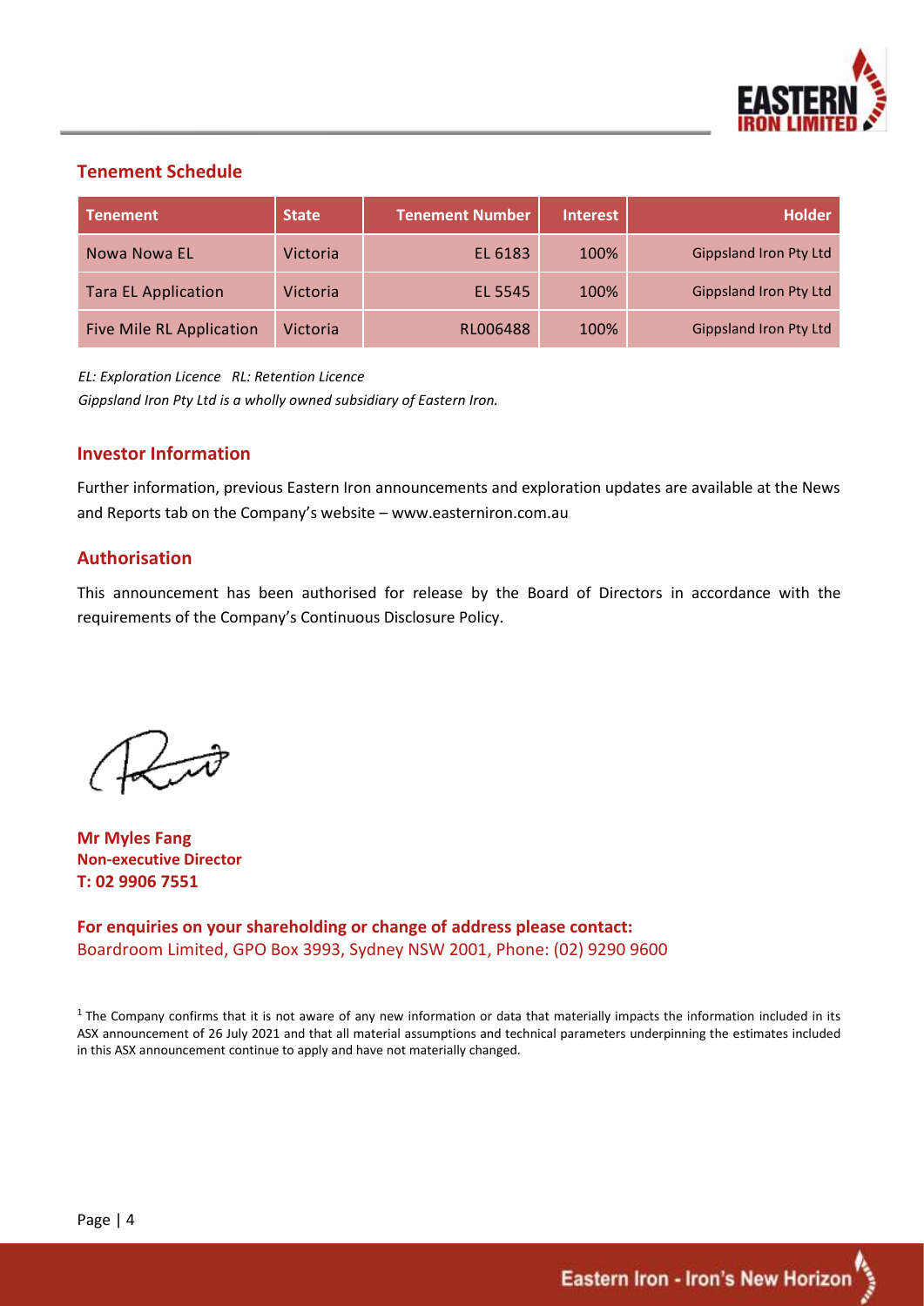## Tenement Schedule

| Tenement | State | Tenement Number | Interest | Holder |
|---|---|---|---|---|
| Nowa Nowa EL | Victoria | EL 6183 | 100% | Gippsland Iron Pty Ltd |
| Tara EL Application | Victoria | EL 5545 | 100% | Gippsland Iron Pty Ltd |
| Five Mile RL Application | Victoria | RL006488 | 100% | Gippsland Iron Pty Ltd |

*EL: Exploration Licence RL: Retention Licence*

*Gippsland Iron Pty Ltd is a wholly owned subsidiary of Eastern Iron.*

## Investor Information

Further information, previous Eastern Iron announcements and exploration updates are available at the News and Reports tab on the Company's website – www.easterniron.com.au

## Authorisation

This announcement has been authorised for release by the Board of Directors in accordance with the requirements of the Company's Continuous Disclosure Policy.

**Mr Myles Fang**
**Non-executive Director**
**T: 02 9906 7551**

**For enquiries on your shareholding or change of address please contact:**
Boardroom Limited, GPO Box 3993, Sydney NSW 2001, Phone: (02) 9290 9600

[1] The Company confirms that it is not aware of any new information or data that materially impacts the information included in its ASX announcement of 26 July 2021 and that all material assumptions and technical parameters underpinning the estimates included in this ASX announcement continue to apply and have not materially changed.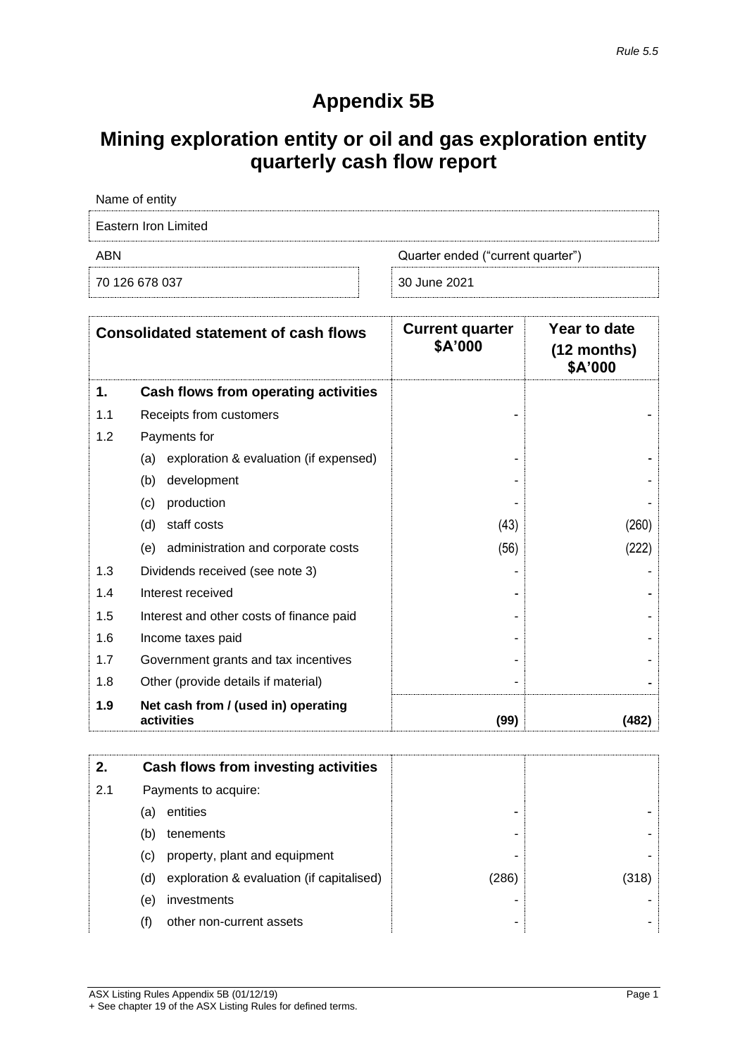*Rule 5.5*

# Appendix 5B

# Mining exploration entity or oil and gas exploration entity quarterly cash flow report

| Name of entity | |
|---|---|
| Eastern Iron Limited | |
| **ABN** | **Quarter ended ("current quarter")** |
| 70 126 678 037 | 30 June 2021 |

| | Consolidated statement of cash flows | Current quarter $A'000 | Year to date (12 months) $A'000 |
|---|---|---|---|
| **1.** | **Cash flows from operating activities** | | |
| 1.1 | Receipts from customers | - | - |
| 1.2 | Payments for | | |
| | (a) exploration & evaluation (if expensed) | - | - |
| | (b) development | - | - |
| | (c) production | - | - |
| | (d) staff costs | (43) | (260) |
| | (e) administration and corporate costs | (56) | (222) |
| 1.3 | Dividends received (see note 3) | - | - |
| 1.4 | Interest received | - | - |
| 1.5 | Interest and other costs of finance paid | - | - |
| 1.6 | Income taxes paid | - | - |
| 1.7 | Government grants and tax incentives | - | - |
| 1.8 | Other (provide details if material) | - | - |
| **1.9** | **Net cash from / (used in) operating activities** | **(99)** | **(482)** |

| | | | |
|---|---|---|---|
| **2.** | **Cash flows from investing activities** | | |
| 2.1 | Payments to acquire: | | |
| | (a) entities | - | - |
| | (b) tenements | - | - |
| | (c) property, plant and equipment | - | - |
| | (d) exploration & evaluation (if capitalised) | (286) | (318) |
| | (e) investments | - | - |
| | (f) other non-current assets | - | - |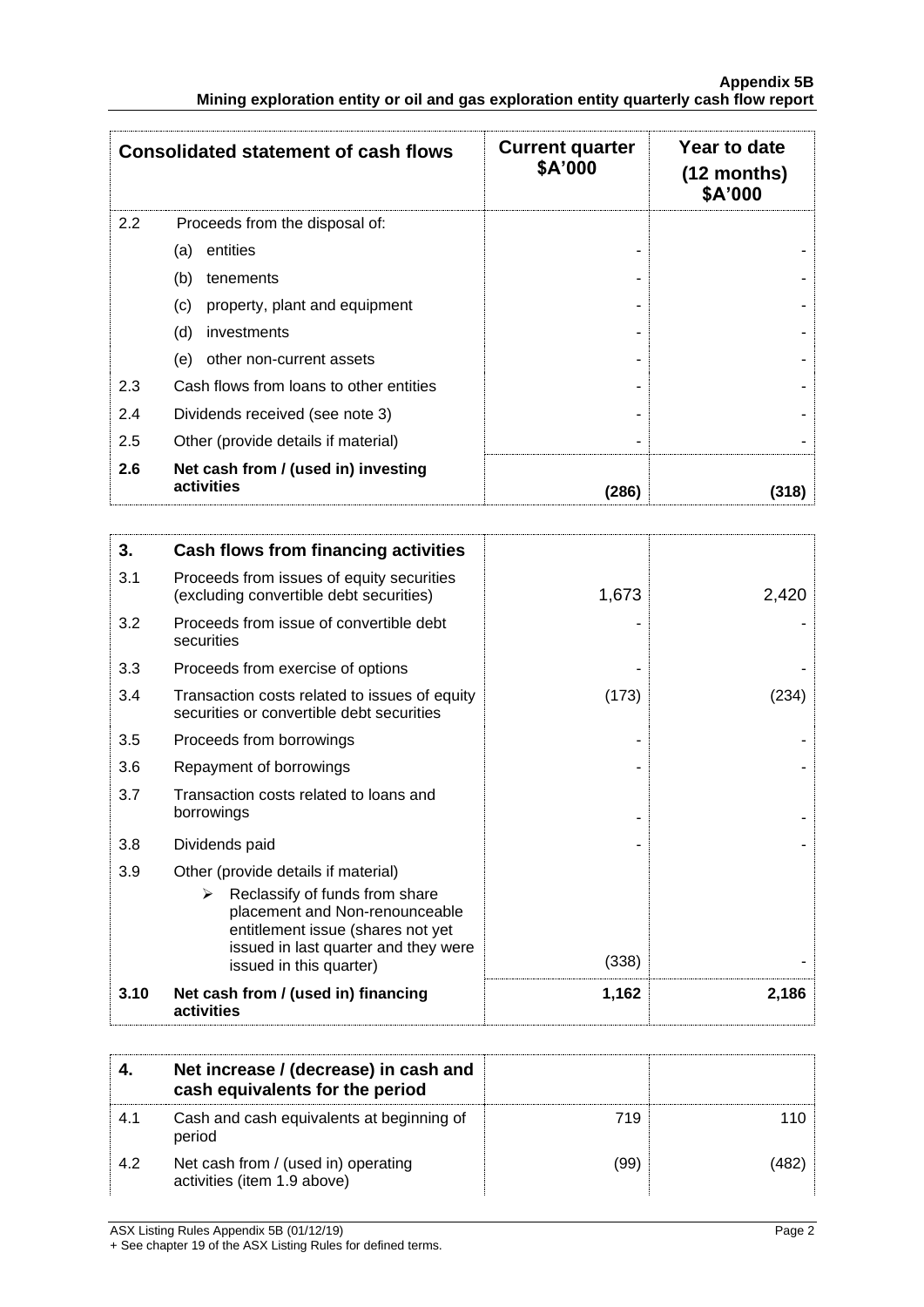| Consolidated statement of cash flows | | Current quarter $A'000 | Year to date (12 months) $A'000 |
|---|---|---|---|
| 2.2 | Proceeds from the disposal of: | | |
| | (a) entities | - | - |
| | (b) tenements | - | - |
| | (c) property, plant and equipment | - | - |
| | (d) investments | - | - |
| | (e) other non-current assets | - | - |
| 2.3 | Cash flows from loans to other entities | - | - |
| 2.4 | Dividends received (see note 3) | - | - |
| 2.5 | Other (provide details if material) | - | - |
| **2.6** | **Net cash from / (used in) investing activities** | **(286)** | **(318)** |

| **3.** | **Cash flows from financing activities** | | |
|---|---|---|---|
| 3.1 | Proceeds from issues of equity securities (excluding convertible debt securities) | 1,673 | 2,420 |
| 3.2 | Proceeds from issue of convertible debt securities | - | - |
| 3.3 | Proceeds from exercise of options | - | - |
| 3.4 | Transaction costs related to issues of equity securities or convertible debt securities | (173) | (234) |
| 3.5 | Proceeds from borrowings | - | - |
| 3.6 | Repayment of borrowings | - | - |
| 3.7 | Transaction costs related to loans and borrowings | - | - |
| 3.8 | Dividends paid | - | - |
| 3.9 | Other (provide details if material)<br>➢ Reclassify of funds from share placement and Non-renounceable entitlement issue (shares not yet issued in last quarter and they were issued in this quarter) | (338) | - |
| **3.10** | **Net cash from / (used in) financing activities** | **1,162** | **2,186** |

| **4.** | **Net increase / (decrease) in cash and cash equivalents for the period** | | |
|---|---|---|---|
| 4.1 | Cash and cash equivalents at beginning of period | 719 | 110 |
| 4.2 | Net cash from / (used in) operating activities (item 1.9 above) | (99) | (482) |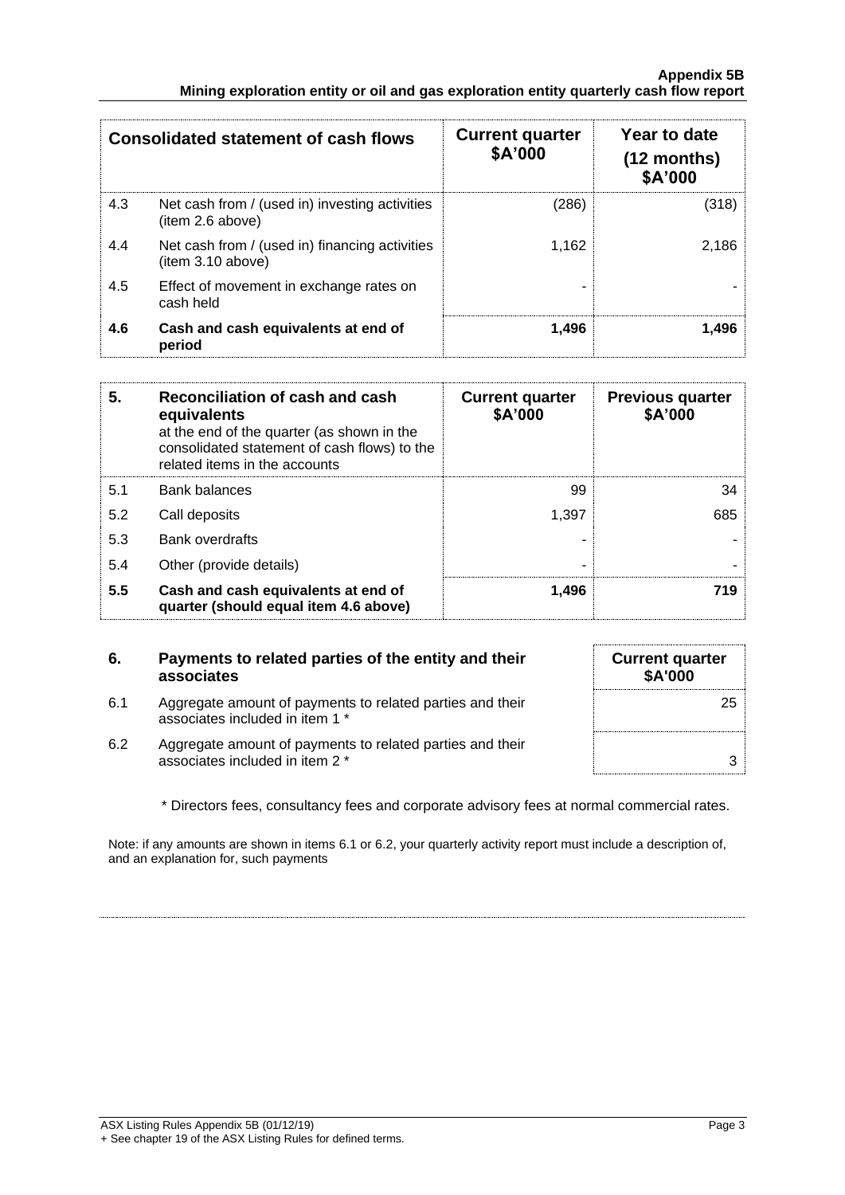| | Consolidated statement of cash flows | Current quarter $A'000 | Year to date (12 months) $A'000 |
|---|---|---|---|
| 4.3 | Net cash from / (used in) investing activities (item 2.6 above) | (286) | (318) |
| 4.4 | Net cash from / (used in) financing activities (item 3.10 above) | 1,162 | 2,186 |
| 4.5 | Effect of movement in exchange rates on cash held | - | - |
| **4.6** | **Cash and cash equivalents at end of period** | **1,496** | **1,496** |

| **5.** | **Reconciliation of cash and cash equivalents** at the end of the quarter (as shown in the consolidated statement of cash flows) to the related items in the accounts | **Current quarter $A'000** | **Previous quarter $A'000** |
|---|---|---|---|
| 5.1 | Bank balances | 99 | 34 |
| 5.2 | Call deposits | 1,397 | 685 |
| 5.3 | Bank overdrafts | - | - |
| 5.4 | Other (provide details) | - | - |
| **5.5** | **Cash and cash equivalents at end of quarter (should equal item 4.6 above)** | **1,496** | **719** |

| **6.** | **Payments to related parties of the entity and their associates** | **Current quarter $A'000** |
|---|---|---|
| 6.1 | Aggregate amount of payments to related parties and their associates included in item 1 * | 25 |
| 6.2 | Aggregate amount of payments to related parties and their associates included in item 2 * | 3 |

\* Directors fees, consultancy fees and corporate advisory fees at normal commercial rates.

Note: if any amounts are shown in items 6.1 or 6.2, your quarterly activity report must include a description of, and an explanation for, such payments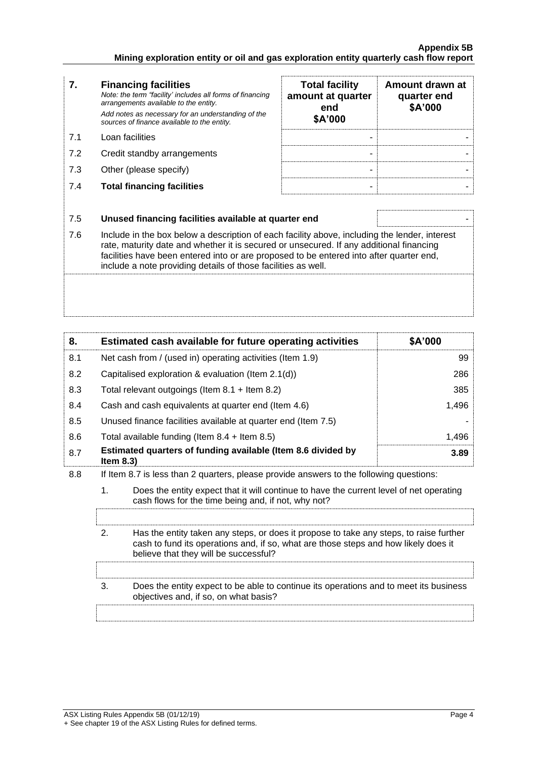| 7. | **Financing facilities**<br>*Note: the term "facility' includes all forms of financing arrangements available to the entity.*<br>*Add notes as necessary for an understanding of the sources of finance available to the entity.* | **Total facility amount at quarter end**<br>**$A'000** | **Amount drawn at quarter end**<br>**$A'000** |
|---|---|---|---|
| 7.1 | Loan facilities | - | - |
| 7.2 | Credit standby arrangements | - | - |
| 7.3 | Other (please specify) | - | - |
| 7.4 | **Total financing facilities** | - | - |

| | | |
|---|---|---|
| 7.5 | **Unused financing facilities available at quarter end** | - |

7.6 Include in the box below a description of each facility above, including the lender, interest rate, maturity date and whether it is secured or unsecured. If any additional financing facilities have been entered into or are proposed to be entered into after quarter end, include a note providing details of those facilities as well.

| 8. | **Estimated cash available for future operating activities** | **$A'000** |
|---|---|---|
| 8.1 | Net cash from / (used in) operating activities (Item 1.9) | 99 |
| 8.2 | Capitalised exploration & evaluation (Item 2.1(d)) | 286 |
| 8.3 | Total relevant outgoings (Item 8.1 + Item 8.2) | 385 |
| 8.4 | Cash and cash equivalents at quarter end (Item 4.6) | 1,496 |
| 8.5 | Unused finance facilities available at quarter end (Item 7.5) | - |
| 8.6 | Total available funding (Item 8.4 + Item 8.5) | 1,496 |
| 8.7 | **Estimated quarters of funding available (Item 8.6 divided by Item 8.3)** | **3.89** |

8.8 If Item 8.7 is less than 2 quarters, please provide answers to the following questions:

1. Does the entity expect that it will continue to have the current level of net operating cash flows for the time being and, if not, why not?

2. Has the entity taken any steps, or does it propose to take any steps, to raise further cash to fund its operations and, if so, what are those steps and how likely does it believe that they will be successful?

3. Does the entity expect to be able to continue its operations and to meet its business objectives and, if so, on what basis?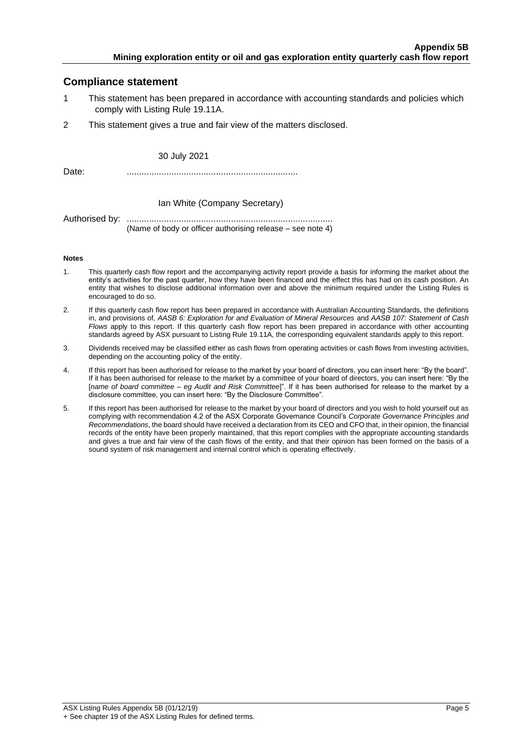## Compliance statement

1 This statement has been prepared in accordance with accounting standards and policies which comply with Listing Rule 19.11A.

2 This statement gives a true and fair view of the matters disclosed.

Date: 30 July 2021

Authorised by: Ian White (Company Secretary)
(Name of body or officer authorising release – see note 4)

**Notes**

1. This quarterly cash flow report and the accompanying activity report provide a basis for informing the market about the entity's activities for the past quarter, how they have been financed and the effect this has had on its cash position. An entity that wishes to disclose additional information over and above the minimum required under the Listing Rules is encouraged to do so.
2. If this quarterly cash flow report has been prepared in accordance with Australian Accounting Standards, the definitions in, and provisions of, *AASB 6: Exploration for and Evaluation of Mineral Resources* and *AASB 107: Statement of Cash Flows* apply to this report. If this quarterly cash flow report has been prepared in accordance with other accounting standards agreed by ASX pursuant to Listing Rule 19.11A, the corresponding equivalent standards apply to this report.
3. Dividends received may be classified either as cash flows from operating activities or cash flows from investing activities, depending on the accounting policy of the entity.
4. If this report has been authorised for release to the market by your board of directors, you can insert here: "By the board". If it has been authorised for release to the market by a committee of your board of directors, you can insert here: "By the [*name of board committee – eg Audit and Risk Committee*]". If it has been authorised for release to the market by a disclosure committee, you can insert here: "By the Disclosure Committee".
5. If this report has been authorised for release to the market by your board of directors and you wish to hold yourself out as complying with recommendation 4.2 of the ASX Corporate Governance Council's *Corporate Governance Principles and Recommendations*, the board should have received a declaration from its CEO and CFO that, in their opinion, the financial records of the entity have been properly maintained, that this report complies with the appropriate accounting standards and gives a true and fair view of the cash flows of the entity, and that their opinion has been formed on the basis of a sound system of risk management and internal control which is operating effectively.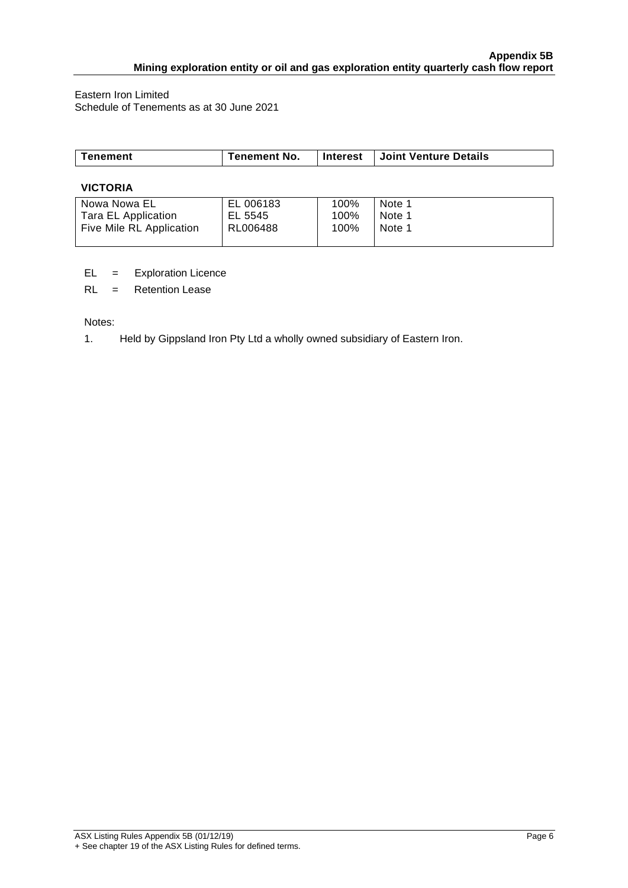Eastern Iron Limited
Schedule of Tenements as at 30 June 2021

| Tenement | Tenement No. | Interest | Joint Venture Details |
|---|---|---|---|
| **VICTORIA** | | | |
| Nowa Nowa EL | EL 006183 | 100% | Note 1 |
| Tara EL Application | EL 5545 | 100% | Note 1 |
| Five Mile RL Application | RL006488 | 100% | Note 1 |

EL = Exploration Licence

RL = Retention Lease

Notes:

1. Held by Gippsland Iron Pty Ltd a wholly owned subsidiary of Eastern Iron.